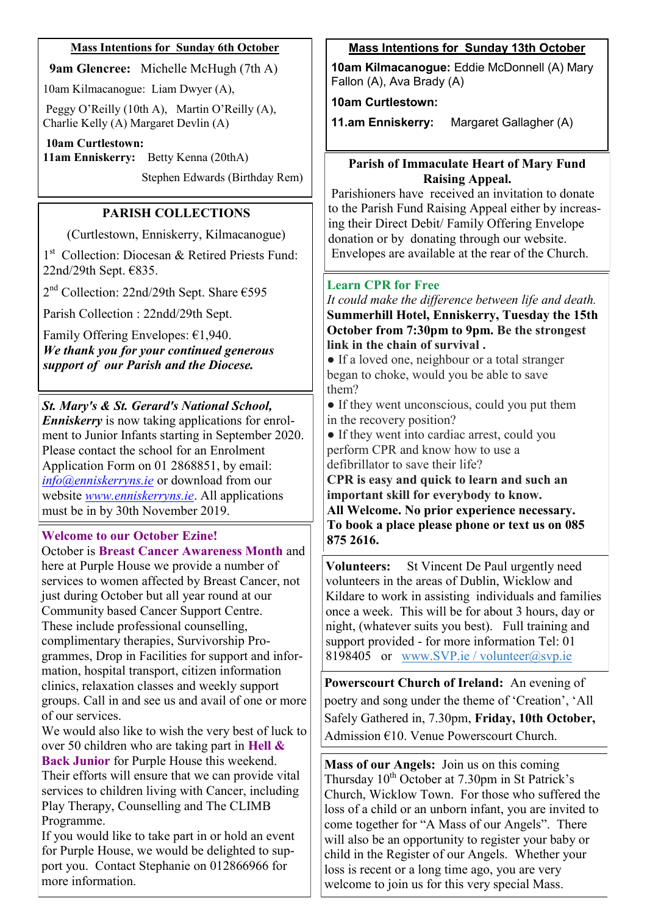## Mass Intentions for Sunday 6th October

**9am Glencree:** Michelle McHugh (7th A)

10am Kilmacanogue: Liam Dwyer (A), Peggy O'Reilly (10th A), Martin O'Reilly (A), Charlie Kelly (A) Margaret Devlin (A)

**10am Curtlestown:**

**11am Enniskerry:** Betty Kenna (20thA) Stephen Edwards (Birthday Rem)

## PARISH COLLECTIONS

(Curtlestown, Enniskerry, Kilmacanogue)

1st Collection: Diocesan & Retired Priests Fund: 22nd/29th Sept. €835.

2nd Collection: 22nd/29th Sept. Share €595

Parish Collection : 22ndd/29th Sept.

Family Offering Envelopes: €1,940.

***We thank you for your continued generous support of our Parish and the Diocese.***

***St. Mary's & St. Gerard's National School, Enniskerry*** is now taking applications for enrolment to Junior Infants starting in September 2020. Please contact the school for an Enrolment Application Form on 01 2868851, by email: *info@enniskerryns.ie* or download from our website *www.enniskerryns.ie*. All applications must be in by 30th November 2019.

**Welcome to our October Ezine!**

October is **Breast Cancer Awareness Month** and here at Purple House we provide a number of services to women affected by Breast Cancer, not just during October but all year round at our Community based Cancer Support Centre. These include professional counselling, complimentary therapies, Survivorship Programmes, Drop in Facilities for support and information, hospital transport, citizen information clinics, relaxation classes and weekly support groups. Call in and see us and avail of one or more of our services.

We would also like to wish the very best of luck to over 50 children who are taking part in **Hell & Back Junior** for Purple House this weekend. Their efforts will ensure that we can provide vital services to children living with Cancer, including Play Therapy, Counselling and The CLIMB Programme.

If you would like to take part in or hold an event for Purple House, we would be delighted to support you. Contact Stephanie on 012866966 for more information.

## Mass Intentions for Sunday 13th October

**10am Kilmacanogue:** Eddie McDonnell (A) Mary Fallon (A), Ava Brady (A)

**10am Curtlestown:**

**11.am Enniskerry:** Margaret Gallagher (A)

**Parish of Immaculate Heart of Mary Fund Raising Appeal.**

Parishioners have received an invitation to donate to the Parish Fund Raising Appeal either by increasing their Direct Debit/ Family Offering Envelope donation or by donating through our website. Envelopes are available at the rear of the Church.

**Learn CPR for Free**

*It could make the difference between life and death.*

**Summerhill Hotel, Enniskerry, Tuesday the 15th October from 7:30pm to 9pm. Be the strongest link in the chain of survival .**

- If a loved one, neighbour or a total stranger began to choke, would you be able to save them?
- If they went unconscious, could you put them in the recovery position?
- If they went into cardiac arrest, could you perform CPR and know how to use a defibrillator to save their life?

**CPR is easy and quick to learn and such an important skill for everybody to know.**

**All Welcome. No prior experience necessary.**

**To book a place please phone or text us on 085 875 2616.**

**Volunteers:** St Vincent De Paul urgently need volunteers in the areas of Dublin, Wicklow and Kildare to work in assisting individuals and families once a week. This will be for about 3 hours, day or night, (whatever suits you best). Full training and support provided - for more information Tel: 01 8198405 or www.SVP.ie / volunteer@svp.ie

**Powerscourt Church of Ireland:** An evening of poetry and song under the theme of 'Creation', 'All Safely Gathered in, 7.30pm, **Friday, 10th October,** Admission €10. Venue Powerscourt Church.

**Mass of our Angels:** Join us on this coming Thursday 10th October at 7.30pm in St Patrick's Church, Wicklow Town. For those who suffered the loss of a child or an unborn infant, you are invited to come together for "A Mass of our Angels". There will also be an opportunity to register your baby or child in the Register of our Angels. Whether your loss is recent or a long time ago, you are very welcome to join us for this very special Mass.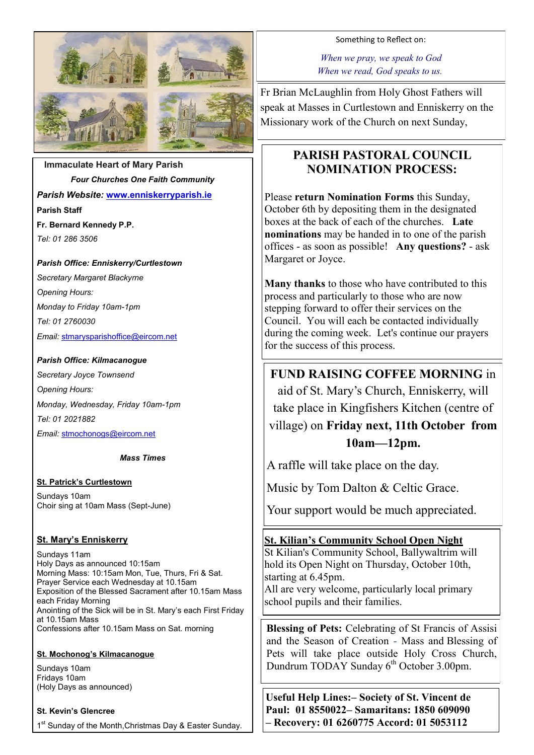**Immaculate Heart of Mary Parish**

***Four Churches One Faith Community***

***Parish Website:* [www.enniskerryparish.ie](http://www.enniskerryparish.ie)**

**Parish Staff**

**Fr. Bernard Kennedy P.P.**

*Tel: 01 286 3506*

***Parish Office: Enniskerry/Curtlestown***

*Secretary Margaret Blackyrne*

*Opening Hours:*

*Monday to Friday 10am-1pm*

*Tel: 01 2760030*

*Email:* stmarysparishoffice@eircom.net

***Parish Office: Kilmacanogue***

*Secretary Joyce Townsend*

*Opening Hours:*

*Monday, Wednesday, Friday 10am-1pm*

*Tel: 01 2021882*

*Email:* stmochonogs@eircom.net

***Mass Times***

**St. Patrick's Curtlestown**

Sundays 10am
Choir sing at 10am Mass (Sept-June)

**St. Mary's Enniskerry**

Sundays 11am
Holy Days as announced 10:15am
Morning Mass: 10:15am Mon, Tue, Thurs, Fri & Sat.
Prayer Service each Wednesday at 10.15am
Exposition of the Blessed Sacrament after 10.15am Mass each Friday Morning
Anointing of the Sick will be in St. Mary's each First Friday at 10.15am Mass
Confessions after 10.15am Mass on Sat. morning

**St. Mochonog's Kilmacanogue**

Sundays 10am
Fridays 10am
(Holy Days as announced)

**St. Kevin's Glencree**

1st Sunday of the Month,Christmas Day & Easter Sunday.

---

Something to Reflect on:

*When we pray, we speak to God*
*When we read, God speaks to us.*

Fr Brian McLaughlin from Holy Ghost Fathers will speak at Masses in Curtlestown and Enniskerry on the Missionary work of the Church on next Sunday,

## PARISH PASTORAL COUNCIL NOMINATION PROCESS:

Please **return Nomination Forms** this Sunday, October 6th by depositing them in the designated boxes at the back of each of the churches. **Late nominations** may be handed in to one of the parish offices - as soon as possible! **Any questions?** - ask Margaret or Joyce.

**Many thanks** to those who have contributed to this process and particularly to those who are now stepping forward to offer their services on the Council. You will each be contacted individually during the coming week. Let's continue our prayers for the success of this process.

**FUND RAISING COFFEE MORNING** in aid of St. Mary's Church, Enniskerry, will take place in Kingfishers Kitchen (centre of village) on **Friday next, 11th October from 10am—12pm.**

A raffle will take place on the day.

Music by Tom Dalton & Celtic Grace.

Your support would be much appreciated.

**St. Kilian's Community School Open Night**

St Kilian's Community School, Ballywaltrim will hold its Open Night on Thursday, October 10th, starting at 6.45pm.
All are very welcome, particularly local primary school pupils and their families.

**Blessing of Pets:** Celebrating of St Francis of Assisi and the Season of Creation - Mass and Blessing of Pets will take place outside Holy Cross Church, Dundrum TODAY Sunday 6th October 3.00pm.

**Useful Help Lines:– Society of St. Vincent de Paul: 01 8550022– Samaritans: 1850 609090 – Recovery: 01 6260775 Accord: 01 5053112**